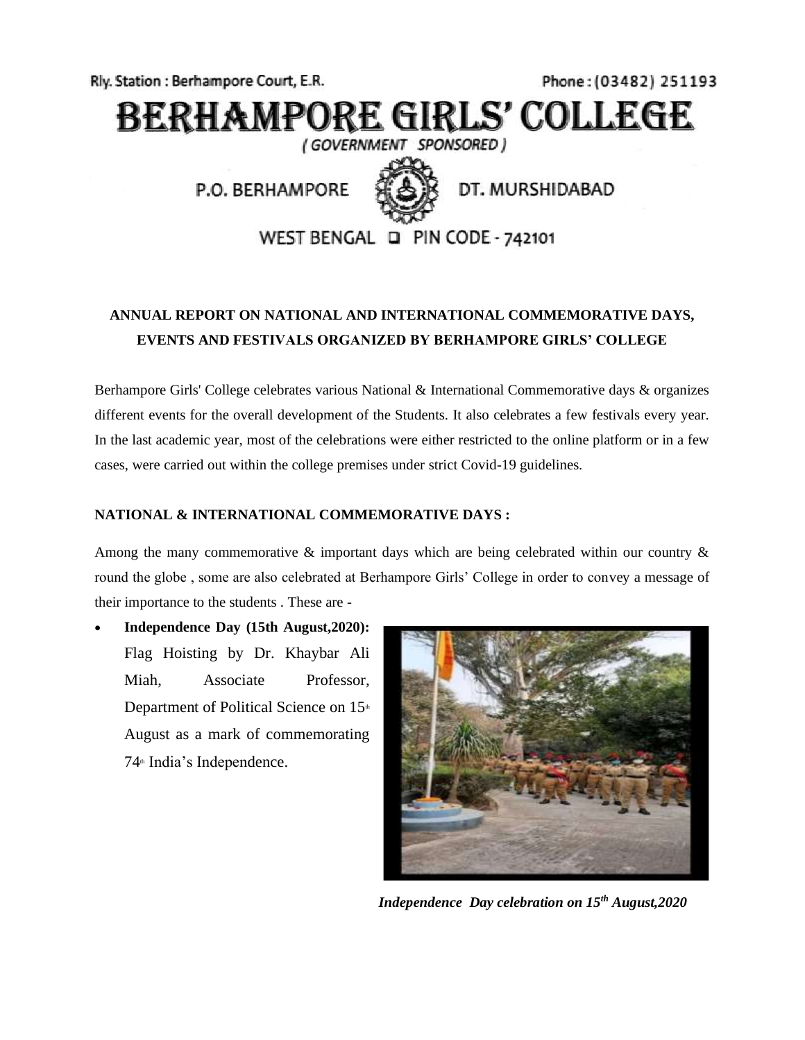Rly. Station : Berhampore Court, E.R.

Phone : (03482) 251193

# BERHAMPORE GIRLS' COLLEGE

( GOVERNMENT SPONSORED )

P.O. BERHAMPORE DT. MURSHIDABAD

WEST BENGAL ❑ PIN CODE - 742101

## ANNUAL REPORT ON NATIONAL AND INTERNATIONAL COMMEMORATIVE DAYS, EVENTS AND FESTIVALS ORGANIZED BY BERHAMPORE GIRLS' COLLEGE

Berhampore Girls' College celebrates various National & International Commemorative days & organizes different events for the overall development of the Students. It also celebrates a few festivals every year. In the last academic year, most of the celebrations were either restricted to the online platform or in a few cases, were carried out within the college premises under strict Covid-19 guidelines.

### NATIONAL & INTERNATIONAL COMMEMORATIVE DAYS :

Among the many commemorative & important days which are being celebrated within our country & round the globe , some are also celebrated at Berhampore Girls' College in order to convey a message of their importance to the students . These are -

- **Independence Day (15th August,2020):** Flag Hoisting by Dr. Khaybar Ali Miah, Associate Professor, Department of Political Science on 15th August as a mark of commemorating 74th India's Independence.

*Independence Day celebration on 15th August,2020*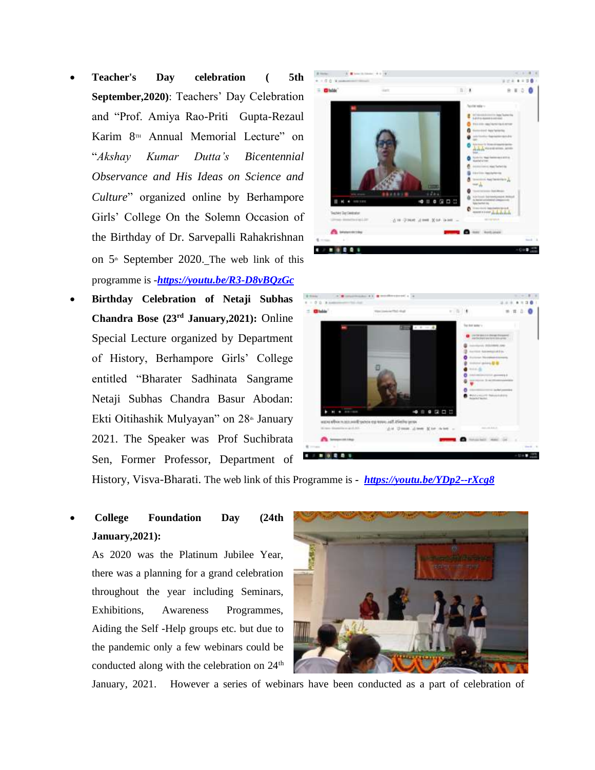- **Teacher's Day celebration ( 5th September,2020)**: Teachers' Day Celebration and "Prof. Amiya Rao-Priti Gupta-Rezaul Karim 8TH Annual Memorial Lecture" on "*Akshay Kumar Dutta's Bicentennial Observance and His Ideas on Science and Culture*" organized online by Berhampore Girls' College On the Solemn Occasion of the Birthday of Dr. Sarvepalli Rahakrishnan on 5th September 2020. The web link of this programme is -***https://youtu.be/R3-D8vBQzGc***

- **Birthday Celebration of Netaji Subhas Chandra Bose (23rd January,2021):** Online Special Lecture organized by Department of History, Berhampore Girls' College entitled "Bharater Sadhinata Sangrame Netaji Subhas Chandra Basur Abodan: Ekti Oitihashik Mulyayan" on 28th January 2021. The Speaker was Prof Suchibrata Sen, Former Professor, Department of History, Visva-Bharati. The web link of this Programme is - ***https://youtu.be/YDp2--rXcg8***

- **College Foundation Day (24th January,2021):** As 2020 was the Platinum Jubilee Year, there was a planning for a grand celebration throughout the year including Seminars, Exhibitions, Awareness Programmes, Aiding the Self -Help groups etc. but due to the pandemic only a few webinars could be conducted along with the celebration on 24th January, 2021. However a series of webinars have been conducted as a part of celebration of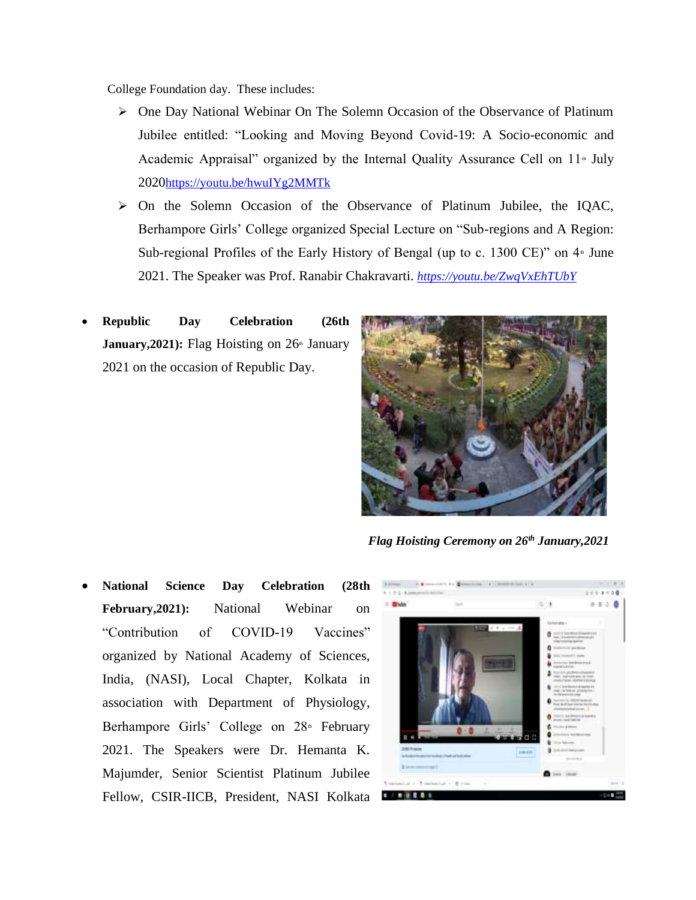College Foundation day. These includes:

- One Day National Webinar On The Solemn Occasion of the Observance of Platinum Jubilee entitled: "Looking and Moving Beyond Covid-19: A Socio-economic and Academic Appraisal" organized by the Internal Quality Assurance Cell on 11th July 2020https://youtu.be/hwuIYg2MMTk
- On the Solemn Occasion of the Observance of Platinum Jubilee, the IQAC, Berhampore Girls' College organized Special Lecture on "Sub-regions and A Region: Sub-regional Profiles of the Early History of Bengal (up to c. 1300 CE)" on 4th June 2021. The Speaker was Prof. Ranabir Chakravarti. *https://youtu.be/ZwqVxEhTUbY*

- **Republic Day Celebration (26th January,2021):** Flag Hoisting on 26th January 2021 on the occasion of Republic Day.

***Flag Hoisting Ceremony on 26th January,2021***

- **National Science Day Celebration (28th February,2021):** National Webinar on "Contribution of COVID-19 Vaccines" organized by National Academy of Sciences, India, (NASI), Local Chapter, Kolkata in association with Department of Physiology, Berhampore Girls' College on 28th February 2021. The Speakers were Dr. Hemanta K. Majumder, Senior Scientist Platinum Jubilee Fellow, CSIR-IICB, President, NASI Kolkata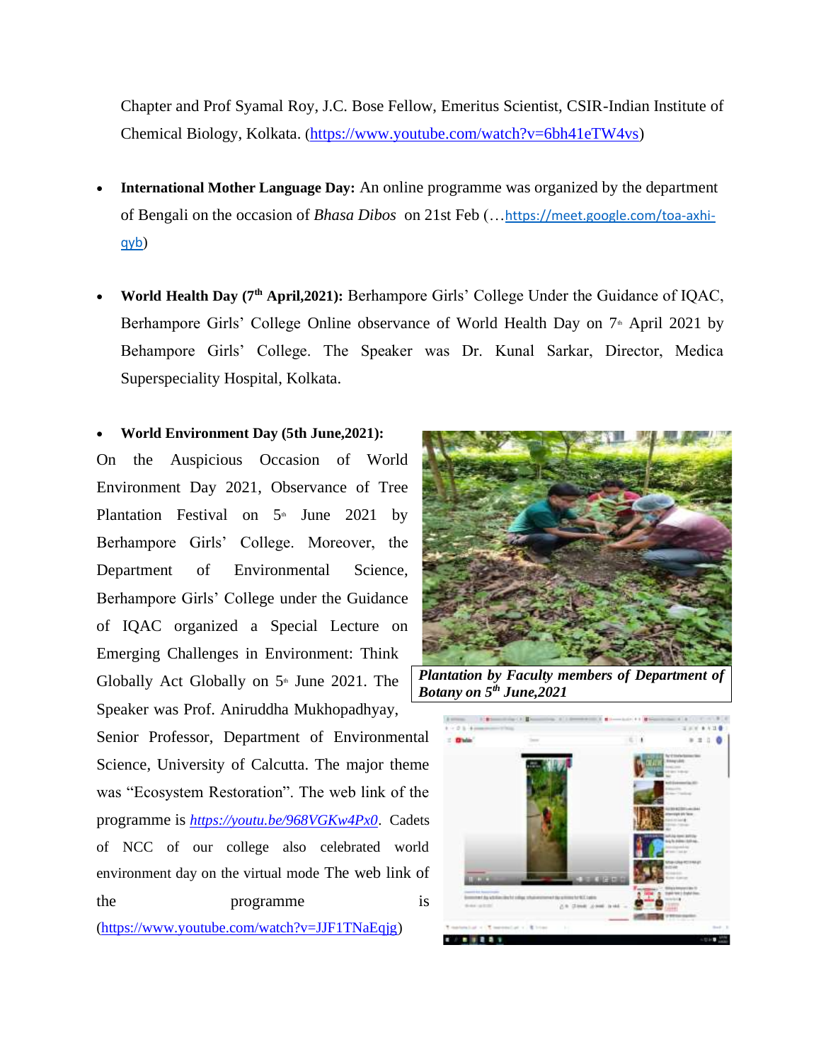Chapter and Prof Syamal Roy, J.C. Bose Fellow, Emeritus Scientist, CSIR-Indian Institute of Chemical Biology, Kolkata. (https://www.youtube.com/watch?v=6bh41eTW4vs)

- **International Mother Language Day:** An online programme was organized by the department of Bengali on the occasion of *Bhasa Dibos* on 21st Feb (…https://meet.google.com/toa-axhi-qyb)

- **World Health Day (7th April,2021):** Berhampore Girls' College Under the Guidance of IQAC, Berhampore Girls' College Online observance of World Health Day on 7th April 2021 by Behampore Girls' College. The Speaker was Dr. Kunal Sarkar, Director, Medica Superspeciality Hospital, Kolkata.

- **World Environment Day (5th June,2021):**

On the Auspicious Occasion of World Environment Day 2021, Observance of Tree Plantation Festival on 5th June 2021 by Berhampore Girls' College. Moreover, the Department of Environmental Science, Berhampore Girls' College under the Guidance of IQAC organized a Special Lecture on Emerging Challenges in Environment: Think Globally Act Globally on 5th June 2021. The Speaker was Prof. Aniruddha Mukhopadhyay, Senior Professor, Department of Environmental Science, University of Calcutta. The major theme was "Ecosystem Restoration". The web link of the programme is *https://youtu.be/968VGKw4Px0*. Cadets of NCC of our college also celebrated world environment day on the virtual mode The web link of the programme is (https://www.youtube.com/watch?v=JJF1TNaEqjg)

***Plantation by Faculty members of Department of Botany on 5th June,2021***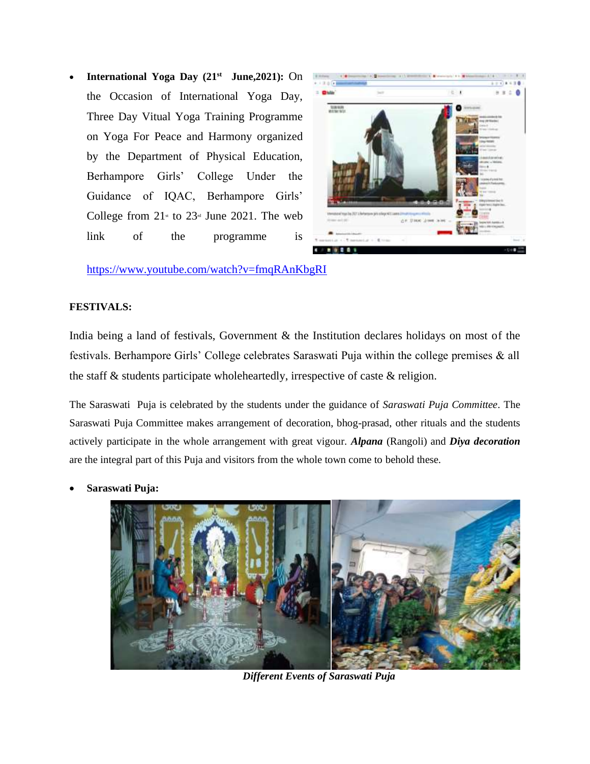- **International Yoga Day (21st June,2021):** On the Occasion of International Yoga Day, Three Day Vitual Yoga Training Programme on Yoga For Peace and Harmony organized by the Department of Physical Education, Berhampore Girls' College Under the Guidance of IQAC, Berhampore Girls' College from 21st to 23rd June 2021. The web link of the programme is https://www.youtube.com/watch?v=fmqRAnKbgRI

**FESTIVALS:**

India being a land of festivals, Government & the Institution declares holidays on most of the festivals. Berhampore Girls' College celebrates Saraswati Puja within the college premises & all the staff & students participate wholeheartedly, irrespective of caste & religion.

The Saraswati Puja is celebrated by the students under the guidance of *Saraswati Puja Committee*. The Saraswati Puja Committee makes arrangement of decoration, bhog-prasad, other rituals and the students actively participate in the whole arrangement with great vigour. ***Alpana*** (Rangoli) and ***Diya decoration*** are the integral part of this Puja and visitors from the whole town come to behold these.

- **Saraswati Puja:**

***Different Events of Saraswati Puja***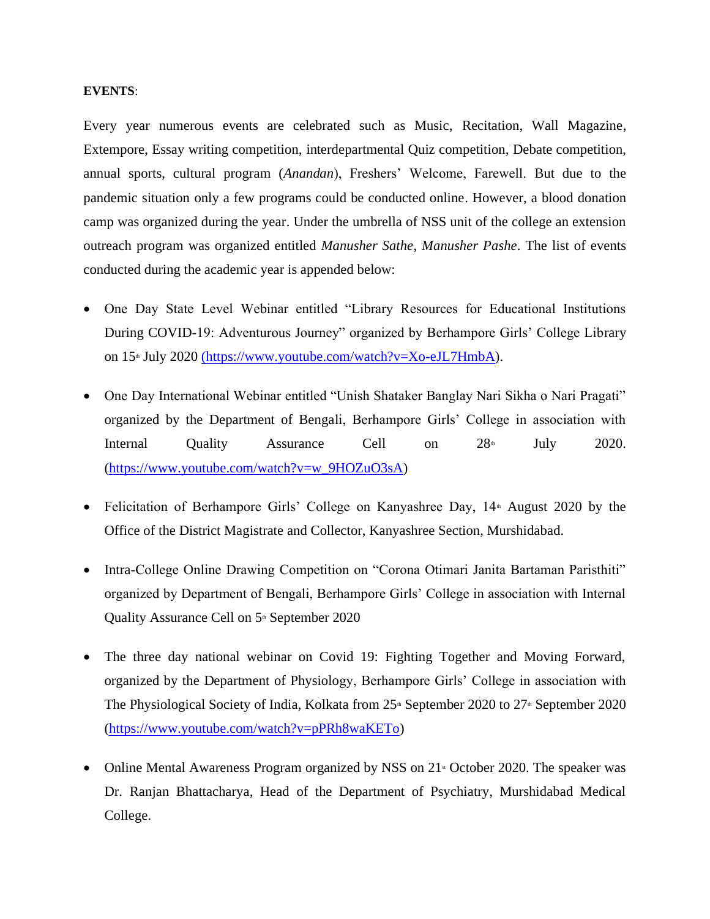**EVENTS**:

Every year numerous events are celebrated such as Music, Recitation, Wall Magazine, Extempore, Essay writing competition, interdepartmental Quiz competition, Debate competition, annual sports, cultural program (*Anandan*), Freshers' Welcome, Farewell. But due to the pandemic situation only a few programs could be conducted online. However, a blood donation camp was organized during the year. Under the umbrella of NSS unit of the college an extension outreach program was organized entitled *Manusher Sathe*, *Manusher Pashe*. The list of events conducted during the academic year is appended below:

- One Day State Level Webinar entitled "Library Resources for Educational Institutions During COVID-19: Adventurous Journey" organized by Berhampore Girls' College Library on 15th July 2020 (https://www.youtube.com/watch?v=Xo-eJL7HmbA).
- One Day International Webinar entitled "Unish Shataker Banglay Nari Sikha o Nari Pragati" organized by the Department of Bengali, Berhampore Girls' College in association with Internal Quality Assurance Cell on 28th July 2020. (https://www.youtube.com/watch?v=w_9HOZuO3sA)
- Felicitation of Berhampore Girls' College on Kanyashree Day, 14th August 2020 by the Office of the District Magistrate and Collector, Kanyashree Section, Murshidabad.
- Intra-College Online Drawing Competition on "Corona Otimari Janita Bartaman Paristhiti" organized by Department of Bengali, Berhampore Girls' College in association with Internal Quality Assurance Cell on 5th September 2020
- The three day national webinar on Covid 19: Fighting Together and Moving Forward, organized by the Department of Physiology, Berhampore Girls' College in association with The Physiological Society of India, Kolkata from 25th September 2020 to 27th September 2020 (https://www.youtube.com/watch?v=pPRh8waKETo)
- Online Mental Awareness Program organized by NSS on 21st October 2020. The speaker was Dr. Ranjan Bhattacharya, Head of the Department of Psychiatry, Murshidabad Medical College.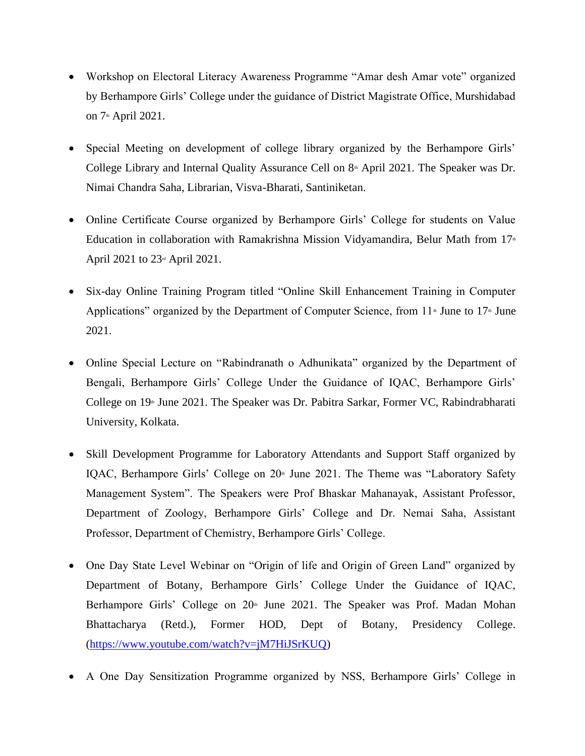- Workshop on Electoral Literacy Awareness Programme "Amar desh Amar vote" organized by Berhampore Girls' College under the guidance of District Magistrate Office, Murshidabad on 7th April 2021.

- Special Meeting on development of college library organized by the Berhampore Girls' College Library and Internal Quality Assurance Cell on 8th April 2021. The Speaker was Dr. Nimai Chandra Saha, Librarian, Visva-Bharati, Santiniketan.

- Online Certificate Course organized by Berhampore Girls' College for students on Value Education in collaboration with Ramakrishna Mission Vidyamandira, Belur Math from 17th April 2021 to 23rd April 2021.

- Six-day Online Training Program titled "Online Skill Enhancement Training in Computer Applications" organized by the Department of Computer Science, from 11th June to 17th June 2021.

- Online Special Lecture on "Rabindranath o Adhunikata" organized by the Department of Bengali, Berhampore Girls' College Under the Guidance of IQAC, Berhampore Girls' College on 19th June 2021. The Speaker was Dr. Pabitra Sarkar, Former VC, Rabindrabharati University, Kolkata.

- Skill Development Programme for Laboratory Attendants and Support Staff organized by IQAC, Berhampore Girls' College on 20th June 2021. The Theme was "Laboratory Safety Management System". The Speakers were Prof Bhaskar Mahanayak, Assistant Professor, Department of Zoology, Berhampore Girls' College and Dr. Nemai Saha, Assistant Professor, Department of Chemistry, Berhampore Girls' College.

- One Day State Level Webinar on "Origin of life and Origin of Green Land" organized by Department of Botany, Berhampore Girls' College Under the Guidance of IQAC, Berhampore Girls' College on 20th June 2021. The Speaker was Prof. Madan Mohan Bhattacharya (Retd.), Former HOD, Dept of Botany, Presidency College. (https://www.youtube.com/watch?v=jM7HiJSrKUQ)

- A One Day Sensitization Programme organized by NSS, Berhampore Girls' College in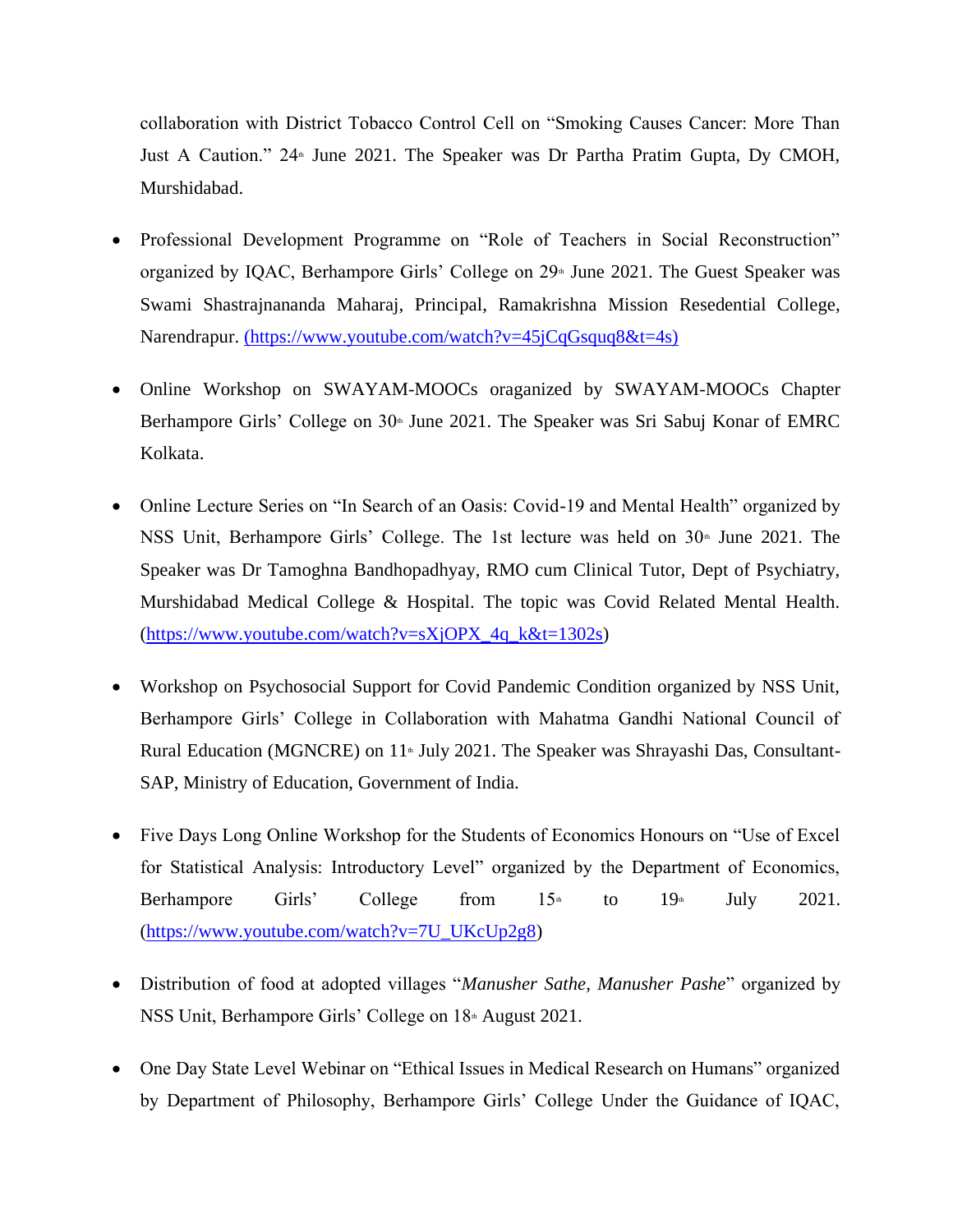collaboration with District Tobacco Control Cell on "Smoking Causes Cancer: More Than Just A Caution." 24th June 2021. The Speaker was Dr Partha Pratim Gupta, Dy CMOH, Murshidabad.

- Professional Development Programme on "Role of Teachers in Social Reconstruction" organized by IQAC, Berhampore Girls' College on 29th June 2021. The Guest Speaker was Swami Shastrajnananda Maharaj, Principal, Ramakrishna Mission Resedential College, Narendrapur. (https://www.youtube.com/watch?v=45jCqGsquq8&t=4s)

- Online Workshop on SWAYAM-MOOCs oraganized by SWAYAM-MOOCs Chapter Berhampore Girls' College on 30th June 2021. The Speaker was Sri Sabuj Konar of EMRC Kolkata.

- Online Lecture Series on "In Search of an Oasis: Covid-19 and Mental Health" organized by NSS Unit, Berhampore Girls' College. The 1st lecture was held on 30th June 2021. The Speaker was Dr Tamoghna Bandhopadhyay, RMO cum Clinical Tutor, Dept of Psychiatry, Murshidabad Medical College & Hospital. The topic was Covid Related Mental Health. (https://www.youtube.com/watch?v=sXjOPX_4q_k&t=1302s)

- Workshop on Psychosocial Support for Covid Pandemic Condition organized by NSS Unit, Berhampore Girls' College in Collaboration with Mahatma Gandhi National Council of Rural Education (MGNCRE) on 11th July 2021. The Speaker was Shrayashi Das, Consultant-SAP, Ministry of Education, Government of India.

- Five Days Long Online Workshop for the Students of Economics Honours on "Use of Excel for Statistical Analysis: Introductory Level" organized by the Department of Economics, Berhampore Girls' College from 15th to 19th July 2021. (https://www.youtube.com/watch?v=7U_UKcUp2g8)

- Distribution of food at adopted villages "*Manusher Sathe, Manusher Pashe*" organized by NSS Unit, Berhampore Girls' College on 18th August 2021.

- One Day State Level Webinar on "Ethical Issues in Medical Research on Humans" organized by Department of Philosophy, Berhampore Girls' College Under the Guidance of IQAC,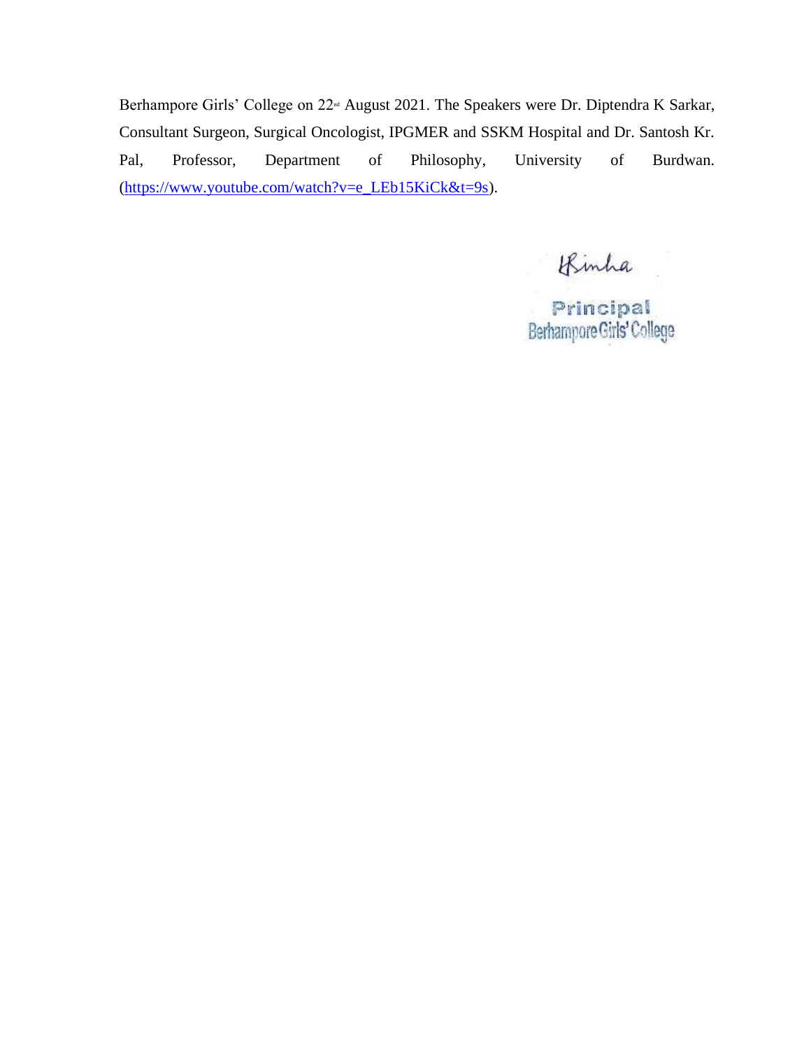Berhampore Girls' College on 22nd August 2021. The Speakers were Dr. Diptendra K Sarkar, Consultant Surgeon, Surgical Oncologist, IPGMER and SSKM Hospital and Dr. Santosh Kr. Pal, Professor, Department of Philosophy, University of Burdwan. (https://www.youtube.com/watch?v=e_LEb15KiCk&t=9s).

KSinha

Principal
Berhampore Girls' College